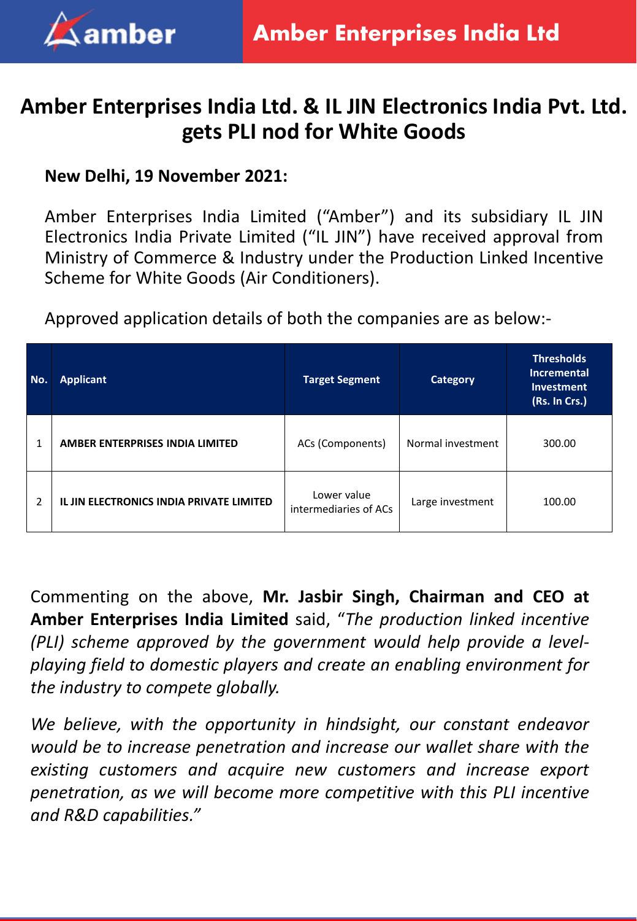# Amber Enterprises India Ltd. & IL JIN Electronics India Pvt. Ltd. gets PLI nod for White Goods

**New Delhi, 19 November 2021:**

Amber Enterprises India Limited ("Amber") and its subsidiary IL JIN Electronics India Private Limited ("IL JIN") have received approval from Ministry of Commerce & Industry under the Production Linked Incentive Scheme for White Goods (Air Conditioners).

Approved application details of both the companies are as below:-

| No. | Applicant | Target Segment | Category | Thresholds Incremental Investment (Rs. In Crs.) |
|---|---|---|---|---|
| 1 | **AMBER ENTERPRISES INDIA LIMITED** | ACs (Components) | Normal investment | 300.00 |
| 2 | **IL JIN ELECTRONICS INDIA PRIVATE LIMITED** | Lower value intermediaries of ACs | Large investment | 100.00 |

Commenting on the above, **Mr. Jasbir Singh, Chairman and CEO at Amber Enterprises India Limited** said, "*The production linked incentive (PLI) scheme approved by the government would help provide a level-playing field to domestic players and create an enabling environment for the industry to compete globally.*

*We believe, with the opportunity in hindsight, our constant endeavor would be to increase penetration and increase our wallet share with the existing customers and acquire new customers and increase export penetration, as we will become more competitive with this PLI incentive and R&D capabilities.*"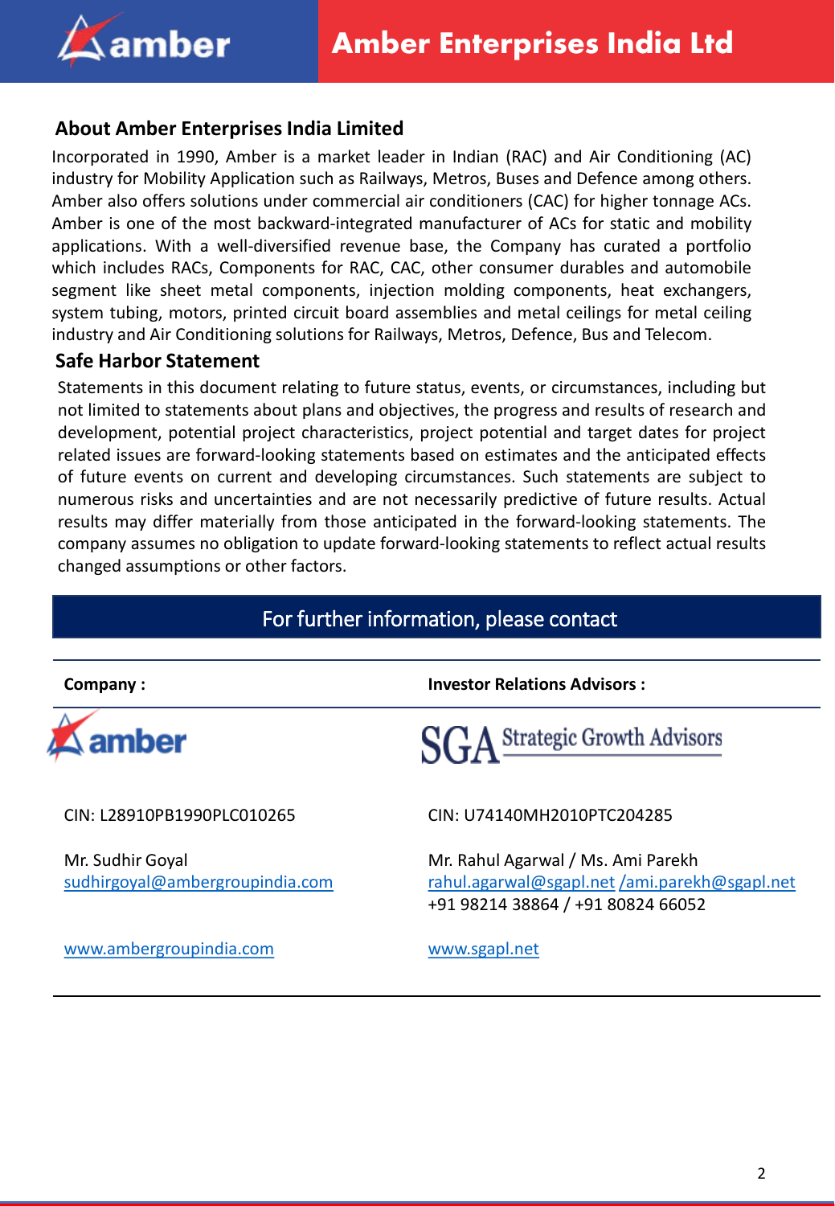# Amber Enterprises India Ltd

## About Amber Enterprises India Limited

Incorporated in 1990, Amber is a market leader in Indian (RAC) and Air Conditioning (AC) industry for Mobility Application such as Railways, Metros, Buses and Defence among others. Amber also offers solutions under commercial air conditioners (CAC) for higher tonnage ACs. Amber is one of the most backward-integrated manufacturer of ACs for static and mobility applications. With a well-diversified revenue base, the Company has curated a portfolio which includes RACs, Components for RAC, CAC, other consumer durables and automobile segment like sheet metal components, injection molding components, heat exchangers, system tubing, motors, printed circuit board assemblies and metal ceilings for metal ceiling industry and Air Conditioning solutions for Railways, Metros, Defence, Bus and Telecom.

## Safe Harbor Statement

Statements in this document relating to future status, events, or circumstances, including but not limited to statements about plans and objectives, the progress and results of research and development, potential project characteristics, project potential and target dates for project related issues are forward-looking statements based on estimates and the anticipated effects of future events on current and developing circumstances. Such statements are subject to numerous risks and uncertainties and are not necessarily predictive of future results. Actual results may differ materially from those anticipated in the forward-looking statements. The company assumes no obligation to update forward-looking statements to reflect actual results changed assumptions or other factors.

## For further information, please contact

| Company : | Investor Relations Advisors : |
| --- | --- |
| amber | SGA Strategic Growth Advisors |
| CIN: L28910PB1990PLC010265 | CIN: U74140MH2010PTC204285 |
| Mr. Sudhir Goyal<br>sudhirgoyal@ambergroupindia.com | Mr. Rahul Agarwal / Ms. Ami Parekh<br>rahul.agarwal@sgapl.net /ami.parekh@sgapl.net<br>+91 98214 38864 / +91 80824 66052 |
| www.ambergroupindia.com | www.sgapl.net |